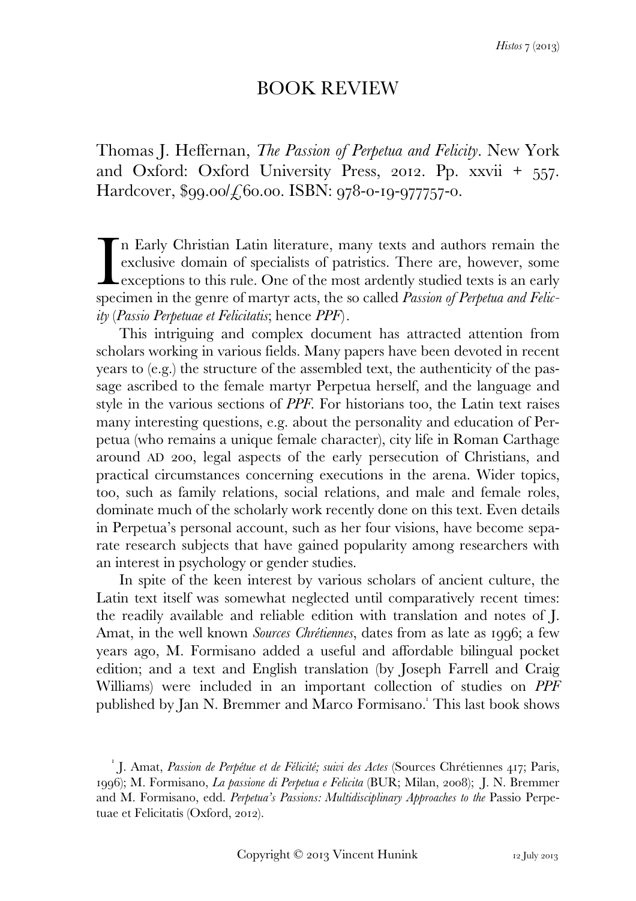# BOOK REVIEW

Thomas J. Heffernan, *The Passion of Perpetua and Felicity*. New York and Oxford: Oxford University Press, 2012. Pp. xxvii + 557. Hardcover, $99.00/£60.00. ISBN: 978-0-19-977757-0.

In Early Christian Latin literature, many texts and authors remain the exclusive domain of specialists of patristics. There are, however, some exceptions to this rule. One of the most ardently studied texts is an early specimen in the genre of martyr acts, the so called *Passion of Perpetua and Felicity* (*Passio Perpetuae et Felicitatis*; hence *PPF*).

This intriguing and complex document has attracted attention from scholars working in various fields. Many papers have been devoted in recent years to (e.g.) the structure of the assembled text, the authenticity of the passage ascribed to the female martyr Perpetua herself, and the language and style in the various sections of *PPF*. For historians too, the Latin text raises many interesting questions, e.g. about the personality and education of Perpetua (who remains a unique female character), city life in Roman Carthage around AD 200, legal aspects of the early persecution of Christians, and practical circumstances concerning executions in the arena. Wider topics, too, such as family relations, social relations, and male and female roles, dominate much of the scholarly work recently done on this text. Even details in Perpetua's personal account, such as her four visions, have become separate research subjects that have gained popularity among researchers with an interest in psychology or gender studies.

In spite of the keen interest by various scholars of ancient culture, the Latin text itself was somewhat neglected until comparatively recent times: the readily available and reliable edition with translation and notes of J. Amat, in the well known *Sources Chrétiennes*, dates from as late as 1996; a few years ago, M. Formisano added a useful and affordable bilingual pocket edition; and a text and English translation (by Joseph Farrell and Craig Williams) were included in an important collection of studies on *PPF* published by Jan N. Bremmer and Marco Formisano.[1] This last book shows

[1] J. Amat, *Passion de Perpétue et de Félicité; suivi des Actes* (Sources Chrétiennes 417; Paris, 1996); M. Formisano, *La passione di Perpetua e Felicita* (BUR; Milan, 2008); J. N. Bremmer and M. Formisano, edd. *Perpetua's Passions: Multidisciplinary Approaches to the* Passio Perpetuae et Felicitatis (Oxford, 2012).

Copyright © 2013 Vincent Hunink 12 July 2013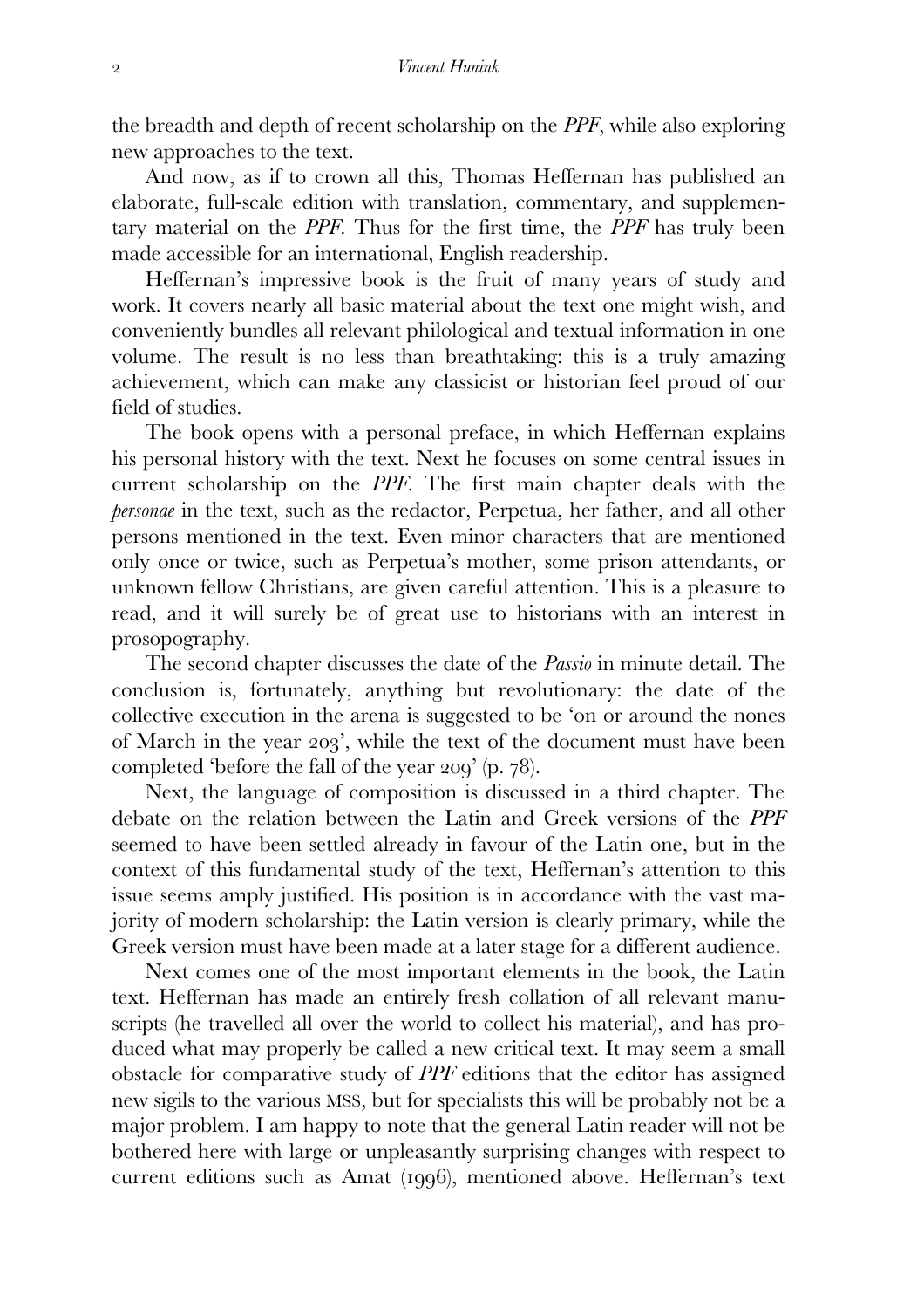the breadth and depth of recent scholarship on the *PPF*, while also exploring new approaches to the text.

And now, as if to crown all this, Thomas Heffernan has published an elaborate, full-scale edition with translation, commentary, and supplementary material on the *PPF*. Thus for the first time, the *PPF* has truly been made accessible for an international, English readership.

Heffernan's impressive book is the fruit of many years of study and work. It covers nearly all basic material about the text one might wish, and conveniently bundles all relevant philological and textual information in one volume. The result is no less than breathtaking: this is a truly amazing achievement, which can make any classicist or historian feel proud of our field of studies.

The book opens with a personal preface, in which Heffernan explains his personal history with the text. Next he focuses on some central issues in current scholarship on the *PPF*. The first main chapter deals with the *personae* in the text, such as the redactor, Perpetua, her father, and all other persons mentioned in the text. Even minor characters that are mentioned only once or twice, such as Perpetua's mother, some prison attendants, or unknown fellow Christians, are given careful attention. This is a pleasure to read, and it will surely be of great use to historians with an interest in prosopography.

The second chapter discusses the date of the *Passio* in minute detail. The conclusion is, fortunately, anything but revolutionary: the date of the collective execution in the arena is suggested to be 'on or around the nones of March in the year 203', while the text of the document must have been completed 'before the fall of the year 209' (p. 78).

Next, the language of composition is discussed in a third chapter. The debate on the relation between the Latin and Greek versions of the *PPF* seemed to have been settled already in favour of the Latin one, but in the context of this fundamental study of the text, Heffernan's attention to this issue seems amply justified. His position is in accordance with the vast majority of modern scholarship: the Latin version is clearly primary, while the Greek version must have been made at a later stage for a different audience.

Next comes one of the most important elements in the book, the Latin text. Heffernan has made an entirely fresh collation of all relevant manuscripts (he travelled all over the world to collect his material), and has produced what may properly be called a new critical text. It may seem a small obstacle for comparative study of *PPF* editions that the editor has assigned new sigils to the various MSS, but for specialists this will be probably not be a major problem. I am happy to note that the general Latin reader will not be bothered here with large or unpleasantly surprising changes with respect to current editions such as Amat (1996), mentioned above. Heffernan's text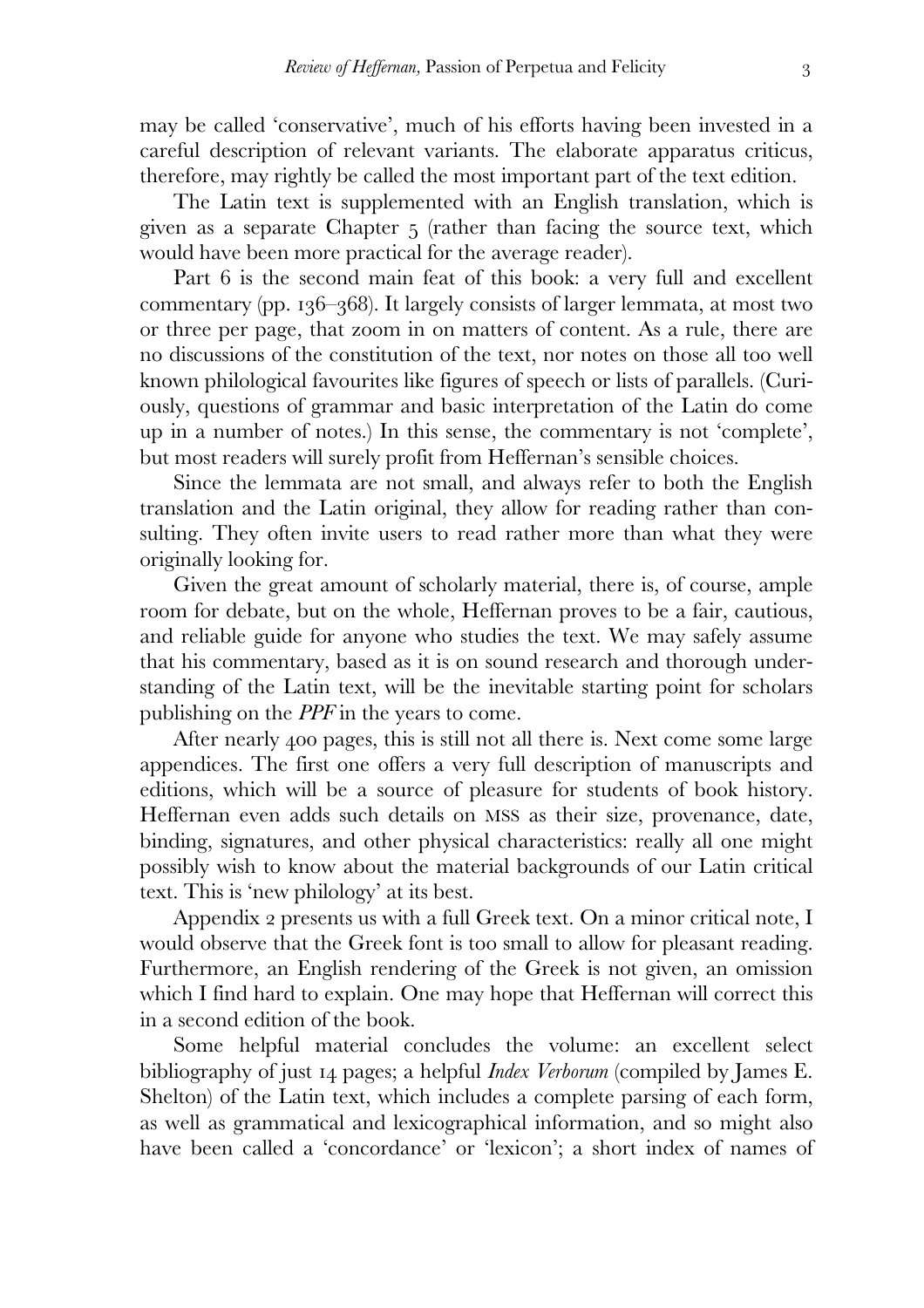may be called 'conservative', much of his efforts having been invested in a careful description of relevant variants. The elaborate apparatus criticus, therefore, may rightly be called the most important part of the text edition.

The Latin text is supplemented with an English translation, which is given as a separate Chapter 5 (rather than facing the source text, which would have been more practical for the average reader).

Part 6 is the second main feat of this book: a very full and excellent commentary (pp. 136–368). It largely consists of larger lemmata, at most two or three per page, that zoom in on matters of content. As a rule, there are no discussions of the constitution of the text, nor notes on those all too well known philological favourites like figures of speech or lists of parallels. (Curiously, questions of grammar and basic interpretation of the Latin do come up in a number of notes.) In this sense, the commentary is not 'complete', but most readers will surely profit from Heffernan's sensible choices.

Since the lemmata are not small, and always refer to both the English translation and the Latin original, they allow for reading rather than consulting. They often invite users to read rather more than what they were originally looking for.

Given the great amount of scholarly material, there is, of course, ample room for debate, but on the whole, Heffernan proves to be a fair, cautious, and reliable guide for anyone who studies the text. We may safely assume that his commentary, based as it is on sound research and thorough understanding of the Latin text, will be the inevitable starting point for scholars publishing on the *PPF* in the years to come.

After nearly 400 pages, this is still not all there is. Next come some large appendices. The first one offers a very full description of manuscripts and editions, which will be a source of pleasure for students of book history. Heffernan even adds such details on MSS as their size, provenance, date, binding, signatures, and other physical characteristics: really all one might possibly wish to know about the material backgrounds of our Latin critical text. This is 'new philology' at its best.

Appendix 2 presents us with a full Greek text. On a minor critical note, I would observe that the Greek font is too small to allow for pleasant reading. Furthermore, an English rendering of the Greek is not given, an omission which I find hard to explain. One may hope that Heffernan will correct this in a second edition of the book.

Some helpful material concludes the volume: an excellent select bibliography of just 14 pages; a helpful *Index Verborum* (compiled by James E. Shelton) of the Latin text, which includes a complete parsing of each form, as well as grammatical and lexicographical information, and so might also have been called a 'concordance' or 'lexicon'; a short index of names of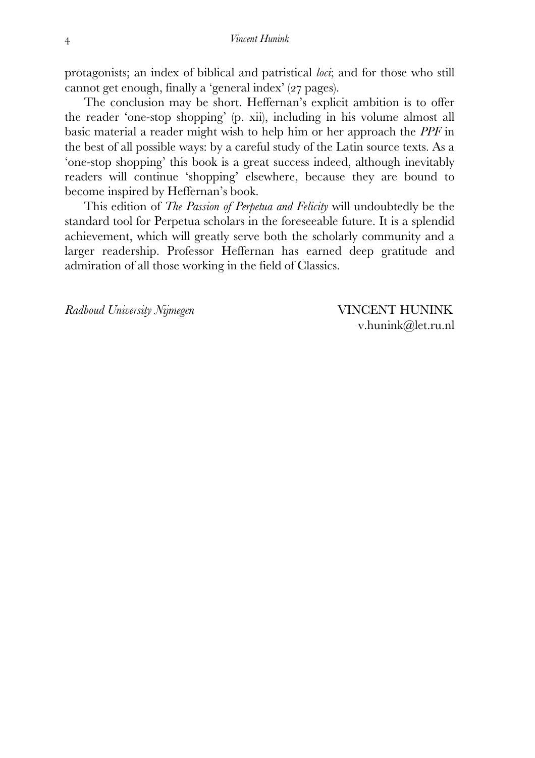protagonists; an index of biblical and patristical *loci*; and for those who still cannot get enough, finally a 'general index' (27 pages).

The conclusion may be short. Heffernan's explicit ambition is to offer the reader 'one-stop shopping' (p. xii), including in his volume almost all basic material a reader might wish to help him or her approach the *PPF* in the best of all possible ways: by a careful study of the Latin source texts. As a 'one-stop shopping' this book is a great success indeed, although inevitably readers will continue 'shopping' elsewhere, because they are bound to become inspired by Heffernan's book.

This edition of *The Passion of Perpetua and Felicity* will undoubtedly be the standard tool for Perpetua scholars in the foreseeable future. It is a splendid achievement, which will greatly serve both the scholarly community and a larger readership. Professor Heffernan has earned deep gratitude and admiration of all those working in the field of Classics.

*Radboud University Nijmegen*

VINCENT HUNINK
v.hunink@let.ru.nl